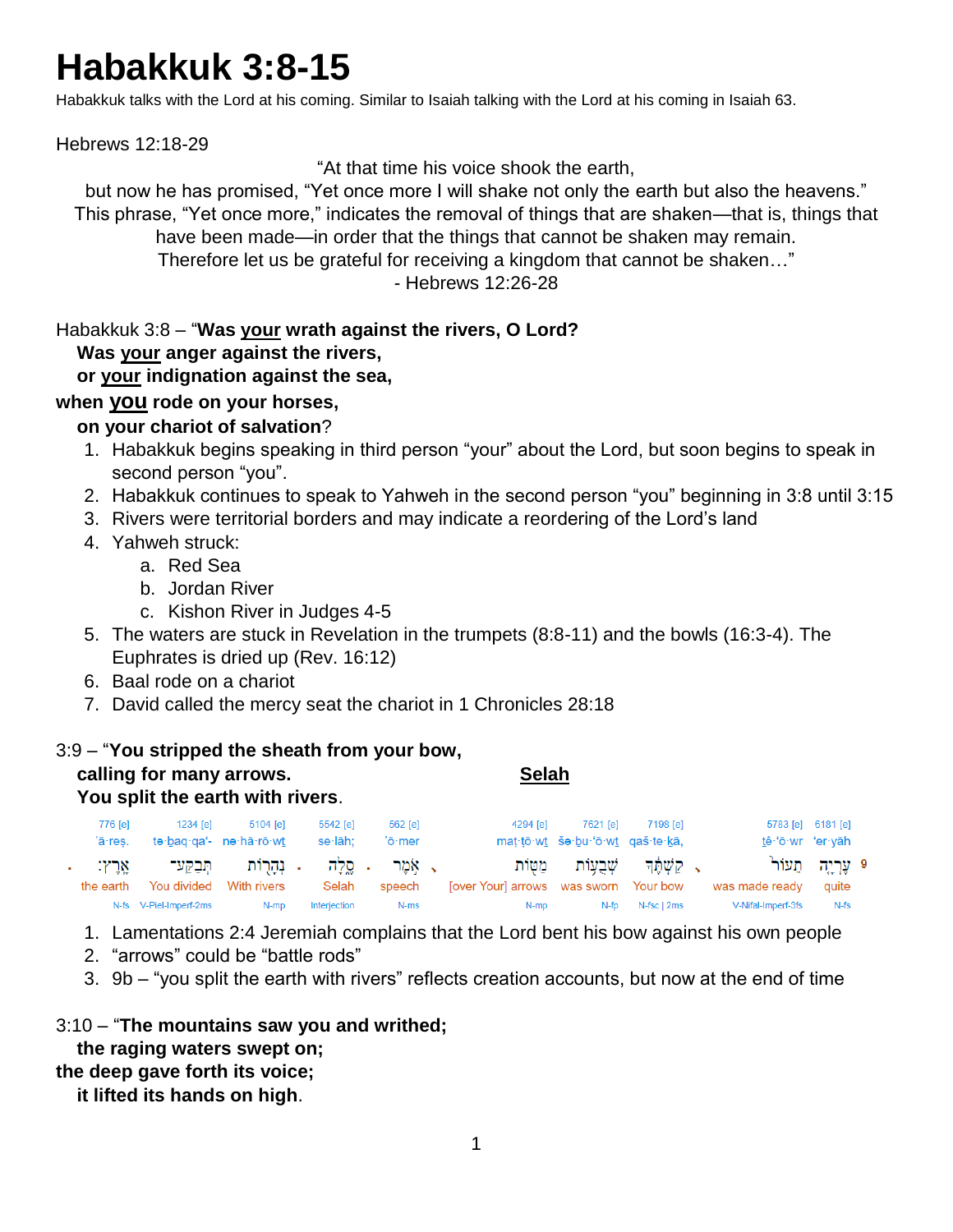# Habakkuk 3:8-15

Habakkuk talks with the Lord at his coming. Similar to Isaiah talking with the Lord at his coming in Isaiah 63.

Hebrews 12:18-29

"At that time his voice shook the earth,
but now he has promised, "Yet once more I will shake not only the earth but also the heavens."
This phrase, "Yet once more," indicates the removal of things that are shaken—that is, things that have been made—in order that the things that cannot be shaken may remain.
Therefore let us be grateful for receiving a kingdom that cannot be shaken…"
- Hebrews 12:26-28

Habakkuk 3:8 – "**Was <u>your</u> wrath against the rivers, O Lord?**
**Was <u>your</u> anger against the rivers,**
**or <u>your</u> indignation against the sea,**
**when <u>you</u> rode on your horses,**
**on your chariot of salvation**?

1. Habakkuk begins speaking in third person "your" about the Lord, but soon begins to speak in second person "you".
2. Habakkuk continues to speak to Yahweh in the second person "you" beginning in 3:8 until 3:15
3. Rivers were territorial borders and may indicate a reordering of the Lord's land
4. Yahweh struck:
   a. Red Sea
   b. Jordan River
   c. Kishon River in Judges 4-5
5. The waters are stuck in Revelation in the trumpets (8:8-11) and the bowls (16:3-4). The Euphrates is dried up (Rev. 16:12)
6. Baal rode on a chariot
7. David called the mercy seat the chariot in 1 Chronicles 28:18

3:9 – "**You stripped the sheath from your bow,**
**calling for many arrows.** <u>**Selah**</u>
**You split the earth with rivers**.

| 6181 [e] | 5783 [e] | 7198 [e] | 7621 [e] | 4294 [e] | 562 [e] | 5542 [e] | 5104 [e] | 1234 [e] | 776 [e] |
|---|---|---|---|---|---|---|---|---|---|
| 'er·yāh | tê·'ō·wr | qaš·te·kā, | še·ḇu·'ō·wṯ | maṭ·ṭō·wṯ | 'ō·mer | se·lāh; | nə·hā·rō·wṯ | tə·ḇaq·qa'- | 'ā·reṣ. |
| עֶרְיָה | תֵעוֹר | קַשְׁתֶּךָ | שְׁבֻעוֹת | מַטּוֹת | אֹמֶר | סֶלָה | נְהָרוֹת | תְּבַקַּע־ | אָרֶץ׃ |
| quite | was made ready | Your bow | was sworn | [over Your] arrows | speech | Selah | With rivers | You divided | the earth |
| N-fs | V-Nifal-Imperf-3fs | N-fsc \| 2ms | N-fp | N-mp | N-ms | Interjection | N-mp | V-Piel-Imperf-2ms | N-fs |

1. Lamentations 2:4 Jeremiah complains that the Lord bent his bow against his own people
2. "arrows" could be "battle rods"
3. 9b – "you split the earth with rivers" reflects creation accounts, but now at the end of time

3:10 – "**The mountains saw you and writhed;**
**the raging waters swept on;**
**the deep gave forth its voice;**
**it lifted its hands on high**.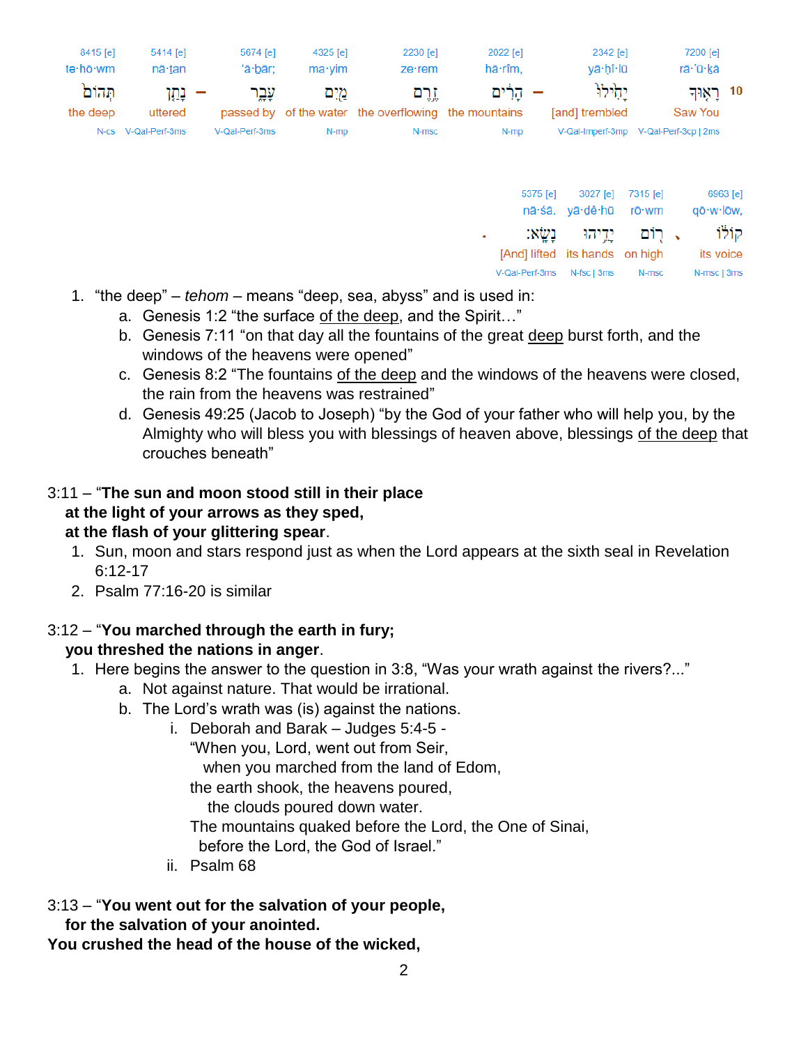| 8415 [e] | 5414 [e] | | 5674 [e] | 4325 [e] | 2230 [e] | 2022 [e] | | 2342 [e] | 7200 [e] | |
|---|---|---|---|---|---|---|---|---|---|---|
| tə·hō·wm | nā·ṯan | | ‘ā·ḇăr; | ma·yim | ze·rem | hā·rîm, | | yā·ḥî·lū | rā·’ū·ḵā | |
| תְּה֑וֹם | נָתַ֤ן | – | עָבָ֑ר | מַ֖יִם | זֶ֥רֶם | הָרִ֔ים | – | יָחִ֣ילוּ | רָא֤וּךָ | 10 |
| the deep | uttered | | passed by | of the water | the overflowing | the mountains | | [and] trembled | Saw You | |
| N-cs | V-Qal-Perf-3ms | | V-Qal-Perf-3ms | N-mp | N-msc | N-mp | | V-Qal-Imperf-3mp | V-Qal-Perf-3cp \| 2ms | |

| | 5375 [e] | 3027 [e] | 7315 [e] | | 6963 [e] |
|---|---|---|---|---|---|
| | nā·śā. | yā·ḏê·hū | rō·wm | | qō·w·lōw, |
| ׃ | נָשָֽׂא׃ | יָדֵ֖יהוּ | ר֖וֹם | ، | קוֹל֔וֹ |
| | [And] lifted | its hands | on high | | its voice |
| | V-Qal-Perf-3ms | N-fsc \| 3ms | N-msc | | N-msc \| 3ms |

1. “the deep” – *tehom* – means “deep, sea, abyss” and is used in:
   a. Genesis 1:2 “the surface of the deep, and the Spirit…”
   b. Genesis 7:11 “on that day all the fountains of the great deep burst forth, and the windows of the heavens were opened”
   c. Genesis 8:2 “The fountains of the deep and the windows of the heavens were closed, the rain from the heavens was restrained”
   d. Genesis 49:25 (Jacob to Joseph) “by the God of your father who will help you, by the Almighty who will bless you with blessings of heaven above, blessings of the deep that crouches beneath”

3:11 – “**The sun and moon stood still in their place**
**at the light of your arrows as they sped,**
**at the flash of your glittering spear**.

1. Sun, moon and stars respond just as when the Lord appears at the sixth seal in Revelation 6:12-17
2. Psalm 77:16-20 is similar

3:12 – “**You marched through the earth in fury;**
**you threshed the nations in anger**.

1. Here begins the answer to the question in 3:8, “Was your wrath against the rivers?...”
   a. Not against nature. That would be irrational.
   b. The Lord’s wrath was (is) against the nations.
      i. Deborah and Barak – Judges 5:4-5 -
         “When you, Lord, went out from Seir,
           when you marched from the land of Edom,
         the earth shook, the heavens poured,
           the clouds poured down water.
         The mountains quaked before the Lord, the One of Sinai,
           before the Lord, the God of Israel.”
      ii. Psalm 68

3:13 – “**You went out for the salvation of your people,**
**for the salvation of your anointed.**
**You crushed the head of the house of the wicked,**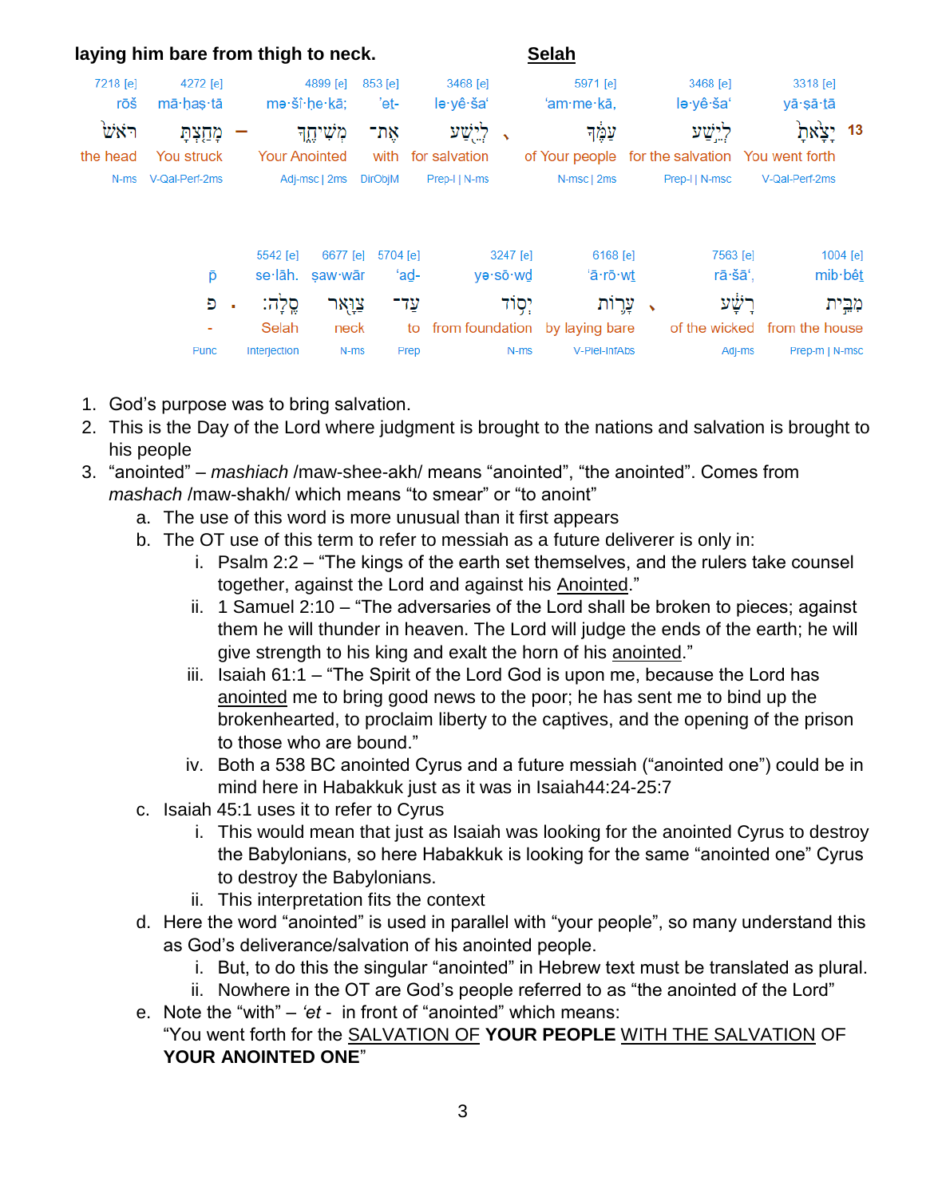**laying him bare from thigh to neck.** **Selah**

| 7218 [e] | 4272 [e] | | 4899 [e] | 853 [e] | 3468 [e] | | 5971 [e] | 3468 [e] | 3318 [e] | |
|---|---|---|---|---|---|---|---|---|---|---|
| rōš | mā·ḥaṣ·tā | | mə·šî·ḥe·kā; | 'et- | lə·yê·ša' | | 'am·me·kā, | lə·yê·ša' | yā·ṣā·tā | |
| רֹ֙אשׁ | מָחַ֤צְתָּ | – | מְשִׁיחֶ֑ךָ | אֶת־ | לְיֵ֖שַׁע | ، | עַמֶּ֔ךָ | לְיֵ֣שַׁע | יָצָ֨אתָ | 13 |
| the head | You struck | | Your Anointed | with | for salvation | | of Your people | for the salvation | You went forth | |
| N-ms | V-Qal-Perf-2ms | | Adj-msc \| 2ms | DirObjM | Prep-l \| N-ms | | N-msc \| 2ms | Prep-l \| N-msc | V-Qal-Perf-2ms | |

| | | 5542 [e] | 6677 [e] | 5704 [e] | 3247 [e] | 6168 [e] | | 7563 [e] | 1004 [e] |
|---|---|---|---|---|---|---|---|---|---|
| p̄ | | se·lāh. | ṣaw·wār | 'aḏ- | yə·sō·wḏ | 'ā·rō·wt | | rā·šā', | mib·bêṯ |
| פ | . | סֶֽלָה׃ | צַוָּ֖אר | עַד־ | יְס֛וֹד | עָר֥וֹת | ، | רָשָׁ֔ע | מִבֵּ֣ית |
| - | | Selah | neck | to | from foundation | by laying bare | | of the wicked | from the house |
| Punc | | Interjection | N-ms | Prep | N-ms | V-Piel-InfAbs | | Adj-ms | Prep-m \| N-msc |

1. God's purpose was to bring salvation.
2. This is the Day of the Lord where judgment is brought to the nations and salvation is brought to his people
3. "anointed" – *mashiach* /maw-shee-akh/ means "anointed", "the anointed". Comes from *mashach* /maw-shakh/ which means "to smear" or "to anoint"
   a. The use of this word is more unusual than it first appears
   b. The OT use of this term to refer to messiah as a future deliverer is only in:
      i. Psalm 2:2 – "The kings of the earth set themselves, and the rulers take counsel together, against the Lord and against his <u>Anointed</u>."
      ii. 1 Samuel 2:10 – "The adversaries of the Lord shall be broken to pieces; against them he will thunder in heaven. The Lord will judge the ends of the earth; he will give strength to his king and exalt the horn of his <u>anointed</u>."
      iii. Isaiah 61:1 – "The Spirit of the Lord God is upon me, because the Lord has <u>anointed</u> me to bring good news to the poor; he has sent me to bind up the brokenhearted, to proclaim liberty to the captives, and the opening of the prison to those who are bound."
      iv. Both a 538 BC anointed Cyrus and a future messiah ("anointed one") could be in mind here in Habakkuk just as it was in Isaiah44:24-25:7
   c. Isaiah 45:1 uses it to refer to Cyrus
      i. This would mean that just as Isaiah was looking for the anointed Cyrus to destroy the Babylonians, so here Habakkuk is looking for the same "anointed one" Cyrus to destroy the Babylonians.
      ii. This interpretation fits the context
   d. Here the word "anointed" is used in parallel with "your people", so many understand this as God's deliverance/salvation of his anointed people.
      i. But, to do this the singular "anointed" in Hebrew text must be translated as plural.
      ii. Nowhere in the OT are God's people referred to as "the anointed of the Lord"
   e. Note the "with" – *'et* - in front of "anointed" which means:
      "You went forth for the <u>SALVATION OF</u> **YOUR PEOPLE** <u>WITH THE SALVATION</u> OF **YOUR ANOINTED ONE**"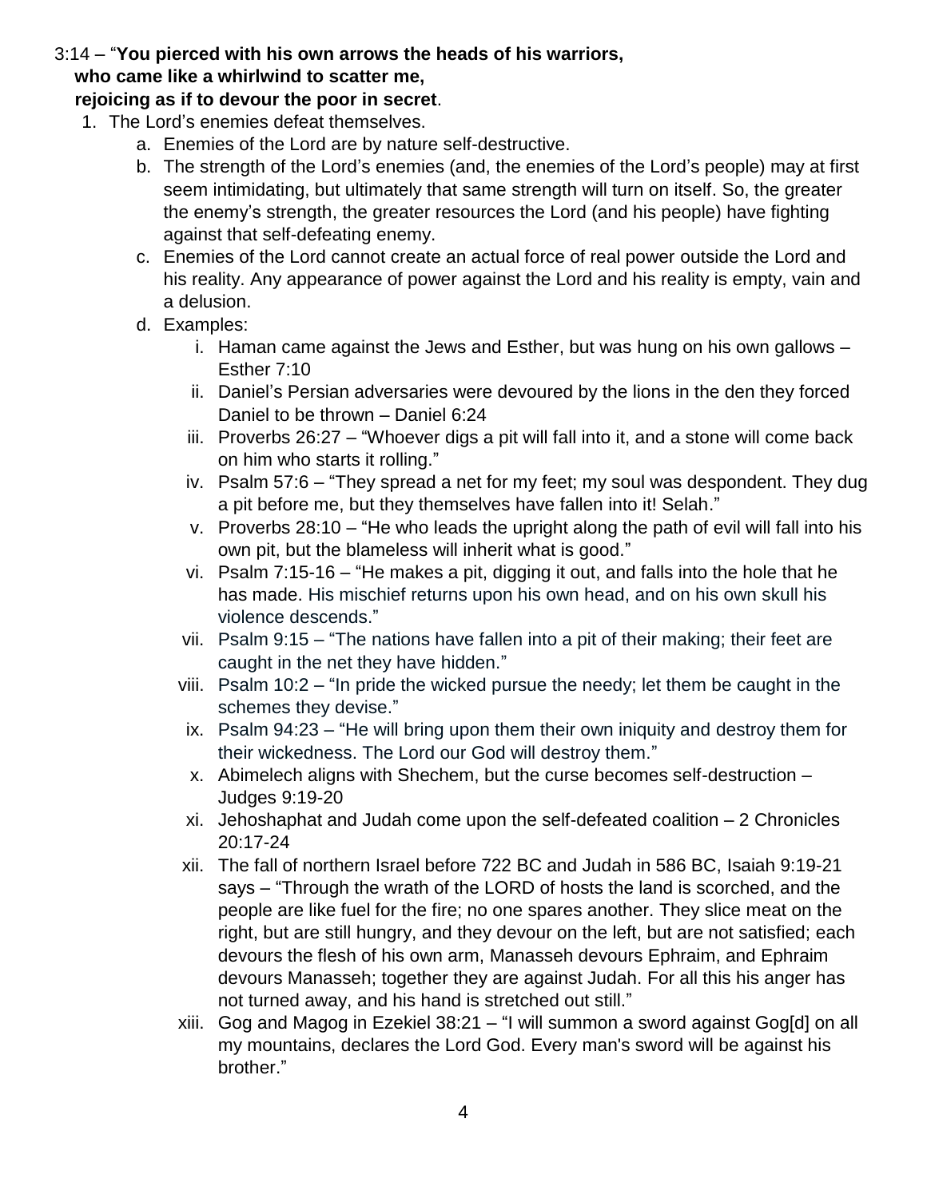3:14 – "**You pierced with his own arrows the heads of his warriors,**
**who came like a whirlwind to scatter me,**
**rejoicing as if to devour the poor in secret**.

1. The Lord's enemies defeat themselves.
    a. Enemies of the Lord are by nature self-destructive.
    b. The strength of the Lord's enemies (and, the enemies of the Lord's people) may at first seem intimidating, but ultimately that same strength will turn on itself. So, the greater the enemy's strength, the greater resources the Lord (and his people) have fighting against that self-defeating enemy.
    c. Enemies of the Lord cannot create an actual force of real power outside the Lord and his reality. Any appearance of power against the Lord and his reality is empty, vain and a delusion.
    d. Examples:
        i. Haman came against the Jews and Esther, but was hung on his own gallows – Esther 7:10
        ii. Daniel's Persian adversaries were devoured by the lions in the den they forced Daniel to be thrown – Daniel 6:24
        iii. Proverbs 26:27 – "Whoever digs a pit will fall into it, and a stone will come back on him who starts it rolling."
        iv. Psalm 57:6 – "They spread a net for my feet; my soul was despondent. They dug a pit before me, but they themselves have fallen into it! Selah."
        v. Proverbs 28:10 – "He who leads the upright along the path of evil will fall into his own pit, but the blameless will inherit what is good."
        vi. Psalm 7:15-16 – "He makes a pit, digging it out, and falls into the hole that he has made. His mischief returns upon his own head, and on his own skull his violence descends."
        vii. Psalm 9:15 – "The nations have fallen into a pit of their making; their feet are caught in the net they have hidden."
        viii. Psalm 10:2 – "In pride the wicked pursue the needy; let them be caught in the schemes they devise."
        ix. Psalm 94:23 – "He will bring upon them their own iniquity and destroy them for their wickedness. The Lord our God will destroy them."
        x. Abimelech aligns with Shechem, but the curse becomes self-destruction – Judges 9:19-20
        xi. Jehoshaphat and Judah come upon the self-defeated coalition – 2 Chronicles 20:17-24
        xii. The fall of northern Israel before 722 BC and Judah in 586 BC, Isaiah 9:19-21 says – "Through the wrath of the LORD of hosts the land is scorched, and the people are like fuel for the fire; no one spares another. They slice meat on the right, but are still hungry, and they devour on the left, but are not satisfied; each devours the flesh of his own arm, Manasseh devours Ephraim, and Ephraim devours Manasseh; together they are against Judah. For all this his anger has not turned away, and his hand is stretched out still."
        xiii. Gog and Magog in Ezekiel 38:21 – "I will summon a sword against Gog[d] on all my mountains, declares the Lord God. Every man's sword will be against his brother."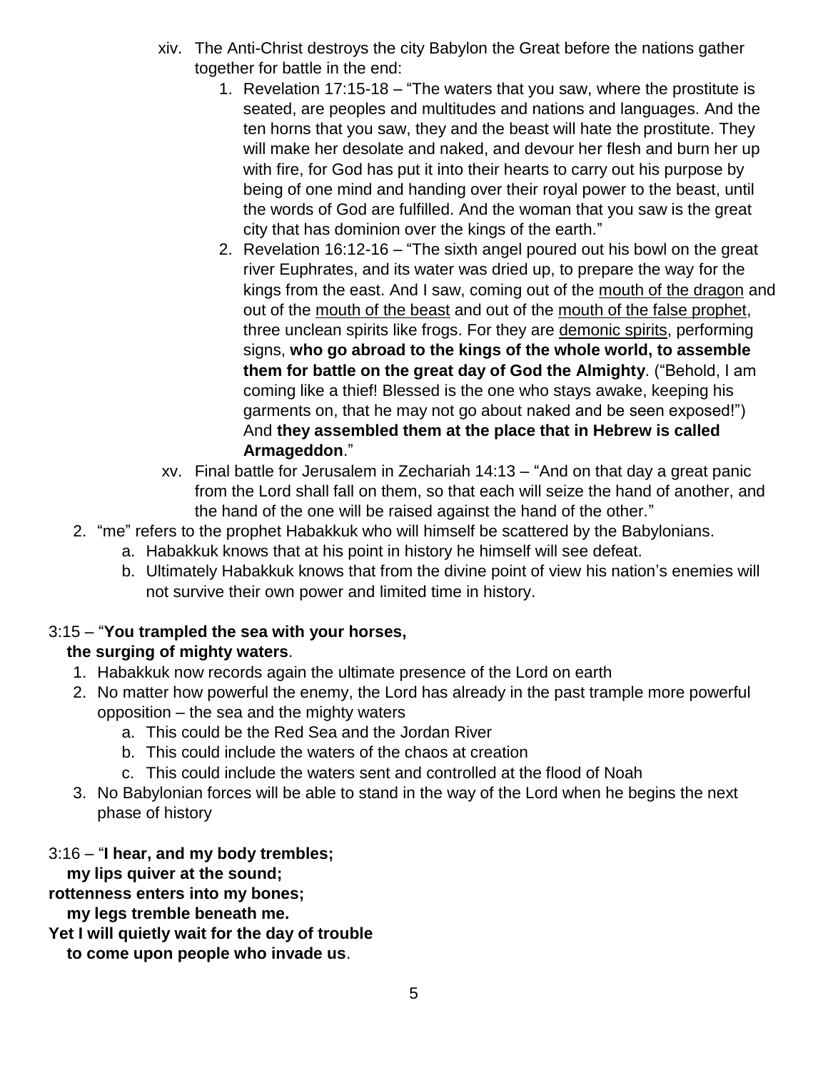xiv. The Anti-Christ destroys the city Babylon the Great before the nations gather together for battle in the end:

1. Revelation 17:15-18 – "The waters that you saw, where the prostitute is seated, are peoples and multitudes and nations and languages. And the ten horns that you saw, they and the beast will hate the prostitute. They will make her desolate and naked, and devour her flesh and burn her up with fire, for God has put it into their hearts to carry out his purpose by being of one mind and handing over their royal power to the beast, until the words of God are fulfilled. And the woman that you saw is the great city that has dominion over the kings of the earth."
2. Revelation 16:12-16 – "The sixth angel poured out his bowl on the great river Euphrates, and its water was dried up, to prepare the way for the kings from the east. And I saw, coming out of the <u>mouth of the dragon</u> and out of the <u>mouth of the beast</u> and out of the <u>mouth of the false prophet</u>, three unclean spirits like frogs. For they are <u>demonic spirits</u>, performing signs, **who go abroad to the kings of the whole world, to assemble them for battle on the great day of God the Almighty**. ("Behold, I am coming like a thief! Blessed is the one who stays awake, keeping his garments on, that he may not go about naked and be seen exposed!") And **they assembled them at the place that in Hebrew is called Armageddon**."

xv. Final battle for Jerusalem in Zechariah 14:13 – "And on that day a great panic from the Lord shall fall on them, so that each will seize the hand of another, and the hand of the one will be raised against the hand of the other."

2. "me" refers to the prophet Habakkuk who will himself be scattered by the Babylonians.
   a. Habakkuk knows that at his point in history he himself will see defeat.
   b. Ultimately Habakkuk knows that from the divine point of view his nation's enemies will not survive their own power and limited time in history.

3:15 – "**You trampled the sea with your horses,**
**the surging of mighty waters**.

1. Habakkuk now records again the ultimate presence of the Lord on earth
2. No matter how powerful the enemy, the Lord has already in the past trample more powerful opposition – the sea and the mighty waters
   a. This could be the Red Sea and the Jordan River
   b. This could include the waters of the chaos at creation
   c. This could include the waters sent and controlled at the flood of Noah
3. No Babylonian forces will be able to stand in the way of the Lord when he begins the next phase of history

3:16 – "**I hear, and my body trembles;**
**my lips quiver at the sound;**
**rottenness enters into my bones;**
**my legs tremble beneath me.**
**Yet I will quietly wait for the day of trouble**
**to come upon people who invade us**.